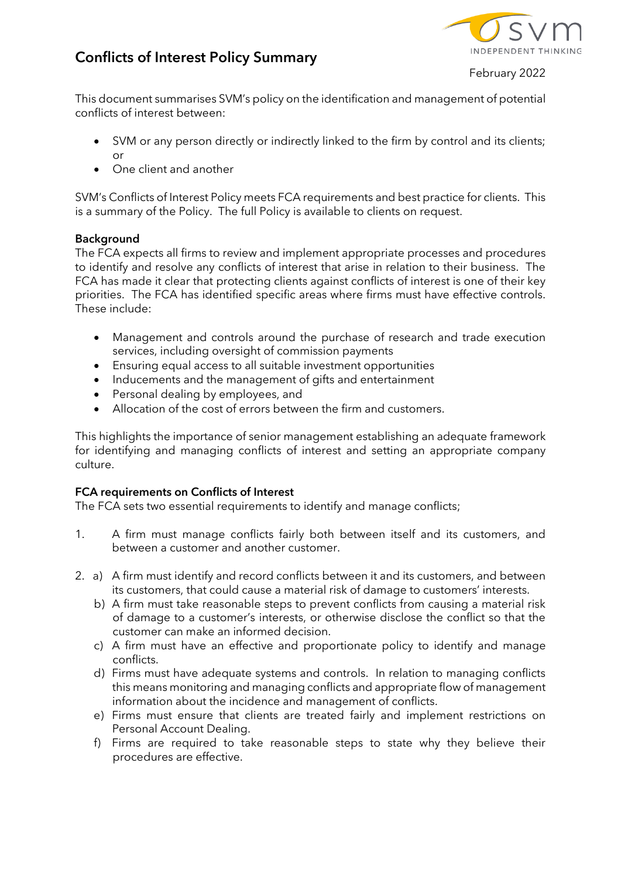# Conflicts of Interest Policy Summary

February 2022

This document summarises SVM's policy on the identification and management of potential conflicts of interest between:

- SVM or any person directly or indirectly linked to the firm by control and its clients; or
- One client and another

SVM's Conflicts of Interest Policy meets FCA requirements and best practice for clients. This is a summary of the Policy. The full Policy is available to clients on request.

**Background**

The FCA expects all firms to review and implement appropriate processes and procedures to identify and resolve any conflicts of interest that arise in relation to their business. The FCA has made it clear that protecting clients against conflicts of interest is one of their key priorities. The FCA has identified specific areas where firms must have effective controls. These include:

- Management and controls around the purchase of research and trade execution services, including oversight of commission payments
- Ensuring equal access to all suitable investment opportunities
- Inducements and the management of gifts and entertainment
- Personal dealing by employees, and
- Allocation of the cost of errors between the firm and customers.

This highlights the importance of senior management establishing an adequate framework for identifying and managing conflicts of interest and setting an appropriate company culture.

**FCA requirements on Conflicts of Interest**

The FCA sets two essential requirements to identify and manage conflicts;

1. A firm must manage conflicts fairly both between itself and its customers, and between a customer and another customer.

2. a) A firm must identify and record conflicts between it and its customers, and between its customers, that could cause a material risk of damage to customers' interests.
   b) A firm must take reasonable steps to prevent conflicts from causing a material risk of damage to a customer's interests, or otherwise disclose the conflict so that the customer can make an informed decision.
   c) A firm must have an effective and proportionate policy to identify and manage conflicts.
   d) Firms must have adequate systems and controls. In relation to managing conflicts this means monitoring and managing conflicts and appropriate flow of management information about the incidence and management of conflicts.
   e) Firms must ensure that clients are treated fairly and implement restrictions on Personal Account Dealing.
   f) Firms are required to take reasonable steps to state why they believe their procedures are effective.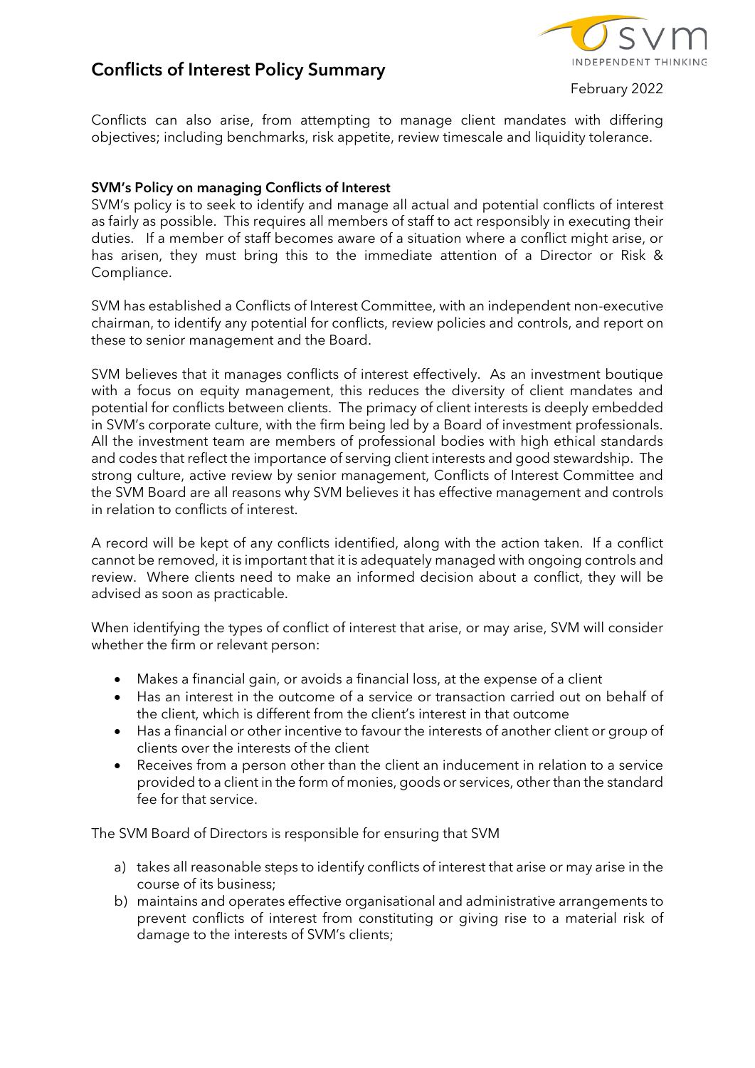Conflicts can also arise, from attempting to manage client mandates with differing objectives; including benchmarks, risk appetite, review timescale and liquidity tolerance.

**SVM's Policy on managing Conflicts of Interest**

SVM's policy is to seek to identify and manage all actual and potential conflicts of interest as fairly as possible. This requires all members of staff to act responsibly in executing their duties. If a member of staff becomes aware of a situation where a conflict might arise, or has arisen, they must bring this to the immediate attention of a Director or Risk & Compliance.

SVM has established a Conflicts of Interest Committee, with an independent non-executive chairman, to identify any potential for conflicts, review policies and controls, and report on these to senior management and the Board.

SVM believes that it manages conflicts of interest effectively. As an investment boutique with a focus on equity management, this reduces the diversity of client mandates and potential for conflicts between clients. The primacy of client interests is deeply embedded in SVM's corporate culture, with the firm being led by a Board of investment professionals. All the investment team are members of professional bodies with high ethical standards and codes that reflect the importance of serving client interests and good stewardship. The strong culture, active review by senior management, Conflicts of Interest Committee and the SVM Board are all reasons why SVM believes it has effective management and controls in relation to conflicts of interest.

A record will be kept of any conflicts identified, along with the action taken. If a conflict cannot be removed, it is important that it is adequately managed with ongoing controls and review. Where clients need to make an informed decision about a conflict, they will be advised as soon as practicable.

When identifying the types of conflict of interest that arise, or may arise, SVM will consider whether the firm or relevant person:

- Makes a financial gain, or avoids a financial loss, at the expense of a client
- Has an interest in the outcome of a service or transaction carried out on behalf of the client, which is different from the client's interest in that outcome
- Has a financial or other incentive to favour the interests of another client or group of clients over the interests of the client
- Receives from a person other than the client an inducement in relation to a service provided to a client in the form of monies, goods or services, other than the standard fee for that service.

The SVM Board of Directors is responsible for ensuring that SVM

a) takes all reasonable steps to identify conflicts of interest that arise or may arise in the course of its business;
b) maintains and operates effective organisational and administrative arrangements to prevent conflicts of interest from constituting or giving rise to a material risk of damage to the interests of SVM's clients;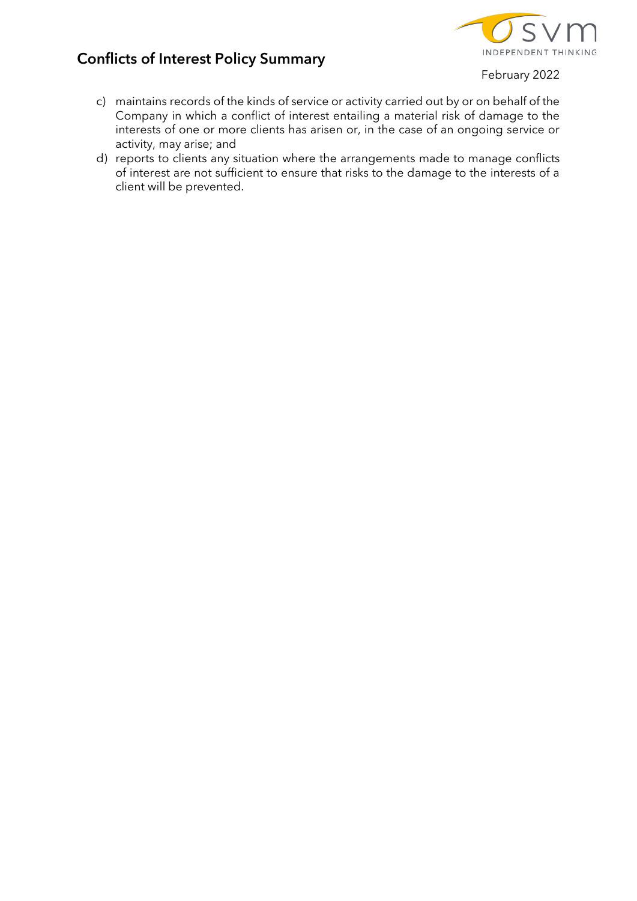c) maintains records of the kinds of service or activity carried out by or on behalf of the Company in which a conflict of interest entailing a material risk of damage to the interests of one or more clients has arisen or, in the case of an ongoing service or activity, may arise; and

d) reports to clients any situation where the arrangements made to manage conflicts of interest are not sufficient to ensure that risks to the damage to the interests of a client will be prevented.